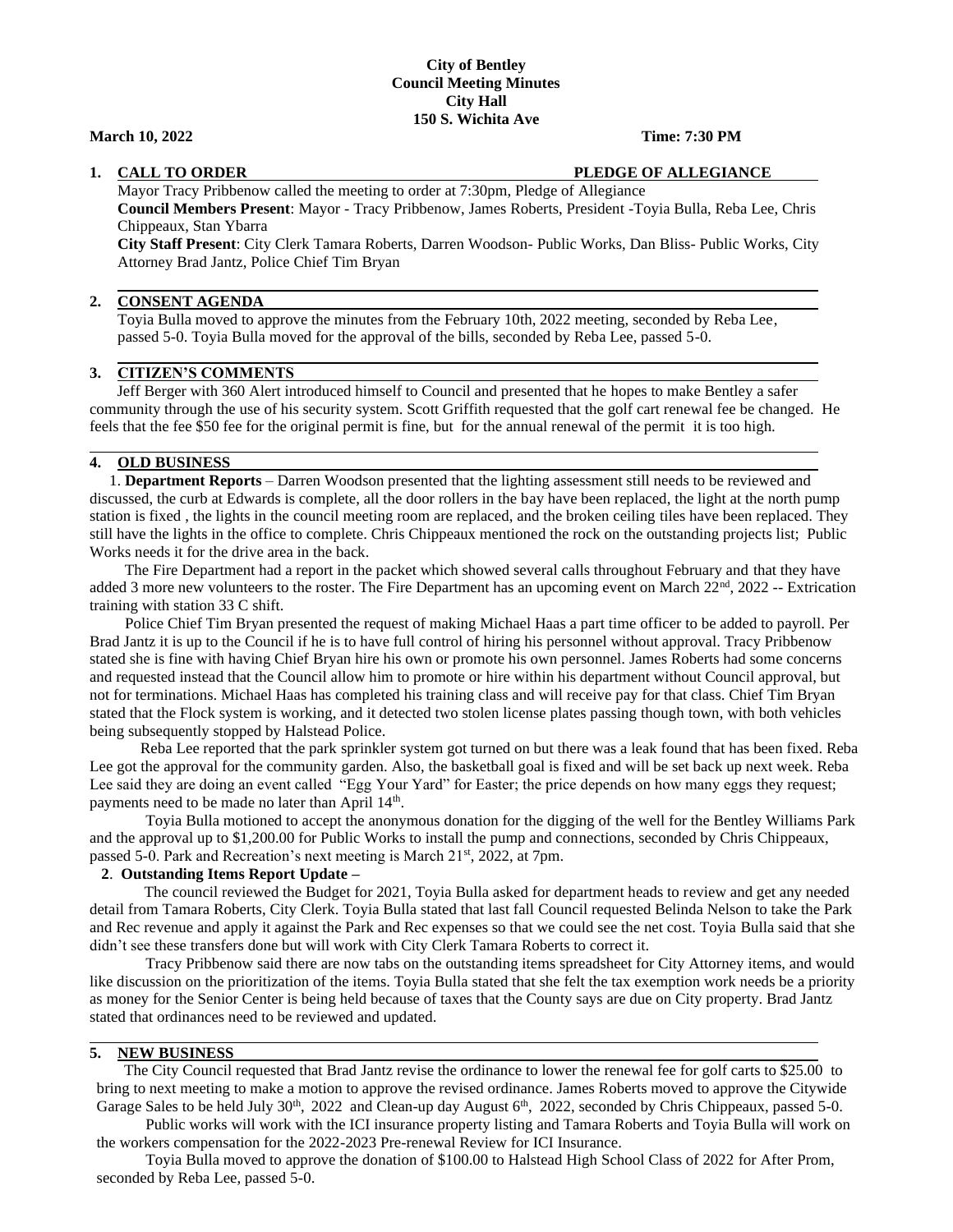**City of Bentley**
**Council Meeting Minutes**
**City Hall**
**150 S. Wichita Ave**

**March 10, 2022** **Time: 7:30 PM**

## 1. CALL TO ORDER PLEDGE OF ALLEGIANCE

Mayor Tracy Pribbenow called the meeting to order at 7:30pm, Pledge of Allegiance

**Council Members Present**: Mayor - Tracy Pribbenow, James Roberts, President -Toyia Bulla, Reba Lee, Chris Chippeaux, Stan Ybarra

**City Staff Present**: City Clerk Tamara Roberts, Darren Woodson- Public Works, Dan Bliss- Public Works, City Attorney Brad Jantz, Police Chief Tim Bryan

## 2. CONSENT AGENDA

Toyia Bulla moved to approve the minutes from the February 10th, 2022 meeting, seconded by Reba Lee, passed 5-0. Toyia Bulla moved for the approval of the bills, seconded by Reba Lee, passed 5-0.

## 3. CITIZEN'S COMMENTS

Jeff Berger with 360 Alert introduced himself to Council and presented that he hopes to make Bentley a safer community through the use of his security system. Scott Griffith requested that the golf cart renewal fee be changed. He feels that the fee $50 fee for the original permit is fine, but for the annual renewal of the permit it is too high.

## 4. OLD BUSINESS

1. **Department Reports** – Darren Woodson presented that the lighting assessment still needs to be reviewed and discussed, the curb at Edwards is complete, all the door rollers in the bay have been replaced, the light at the north pump station is fixed , the lights in the council meeting room are replaced, and the broken ceiling tiles have been replaced. They still have the lights in the office to complete. Chris Chippeaux mentioned the rock on the outstanding projects list; Public Works needs it for the drive area in the back.

The Fire Department had a report in the packet which showed several calls throughout February and that they have added 3 more new volunteers to the roster. The Fire Department has an upcoming event on March 22nd, 2022 -- Extrication training with station 33 C shift.

Police Chief Tim Bryan presented the request of making Michael Haas a part time officer to be added to payroll. Per Brad Jantz it is up to the Council if he is to have full control of hiring his personnel without approval. Tracy Pribbenow stated she is fine with having Chief Bryan hire his own or promote his own personnel. James Roberts had some concerns and requested instead that the Council allow him to promote or hire within his department without Council approval, but not for terminations. Michael Haas has completed his training class and will receive pay for that class. Chief Tim Bryan stated that the Flock system is working, and it detected two stolen license plates passing though town, with both vehicles being subsequently stopped by Halstead Police.

Reba Lee reported that the park sprinkler system got turned on but there was a leak found that has been fixed. Reba Lee got the approval for the community garden. Also, the basketball goal is fixed and will be set back up next week. Reba Lee said they are doing an event called "Egg Your Yard" for Easter; the price depends on how many eggs they request; payments need to be made no later than April 14th.

Toyia Bulla motioned to accept the anonymous donation for the digging of the well for the Bentley Williams Park and the approval up to $1,200.00 for Public Works to install the pump and connections, seconded by Chris Chippeaux, passed 5-0. Park and Recreation's next meeting is March 21st, 2022, at 7pm.

2. **Outstanding Items Report Update –**

The council reviewed the Budget for 2021, Toyia Bulla asked for department heads to review and get any needed detail from Tamara Roberts, City Clerk. Toyia Bulla stated that last fall Council requested Belinda Nelson to take the Park and Rec revenue and apply it against the Park and Rec expenses so that we could see the net cost. Toyia Bulla said that she didn't see these transfers done but will work with City Clerk Tamara Roberts to correct it.

Tracy Pribbenow said there are now tabs on the outstanding items spreadsheet for City Attorney items, and would like discussion on the prioritization of the items. Toyia Bulla stated that she felt the tax exemption work needs be a priority as money for the Senior Center is being held because of taxes that the County says are due on City property. Brad Jantz stated that ordinances need to be reviewed and updated.

## 5. NEW BUSINESS

The City Council requested that Brad Jantz revise the ordinance to lower the renewal fee for golf carts to $25.00 to bring to next meeting to make a motion to approve the revised ordinance. James Roberts moved to approve the Citywide Garage Sales to be held July 30th, 2022 and Clean-up day August 6th, 2022, seconded by Chris Chippeaux, passed 5-0.

Public works will work with the ICI insurance property listing and Tamara Roberts and Toyia Bulla will work on the workers compensation for the 2022-2023 Pre-renewal Review for ICI Insurance.

Toyia Bulla moved to approve the donation of $100.00 to Halstead High School Class of 2022 for After Prom, seconded by Reba Lee, passed 5-0.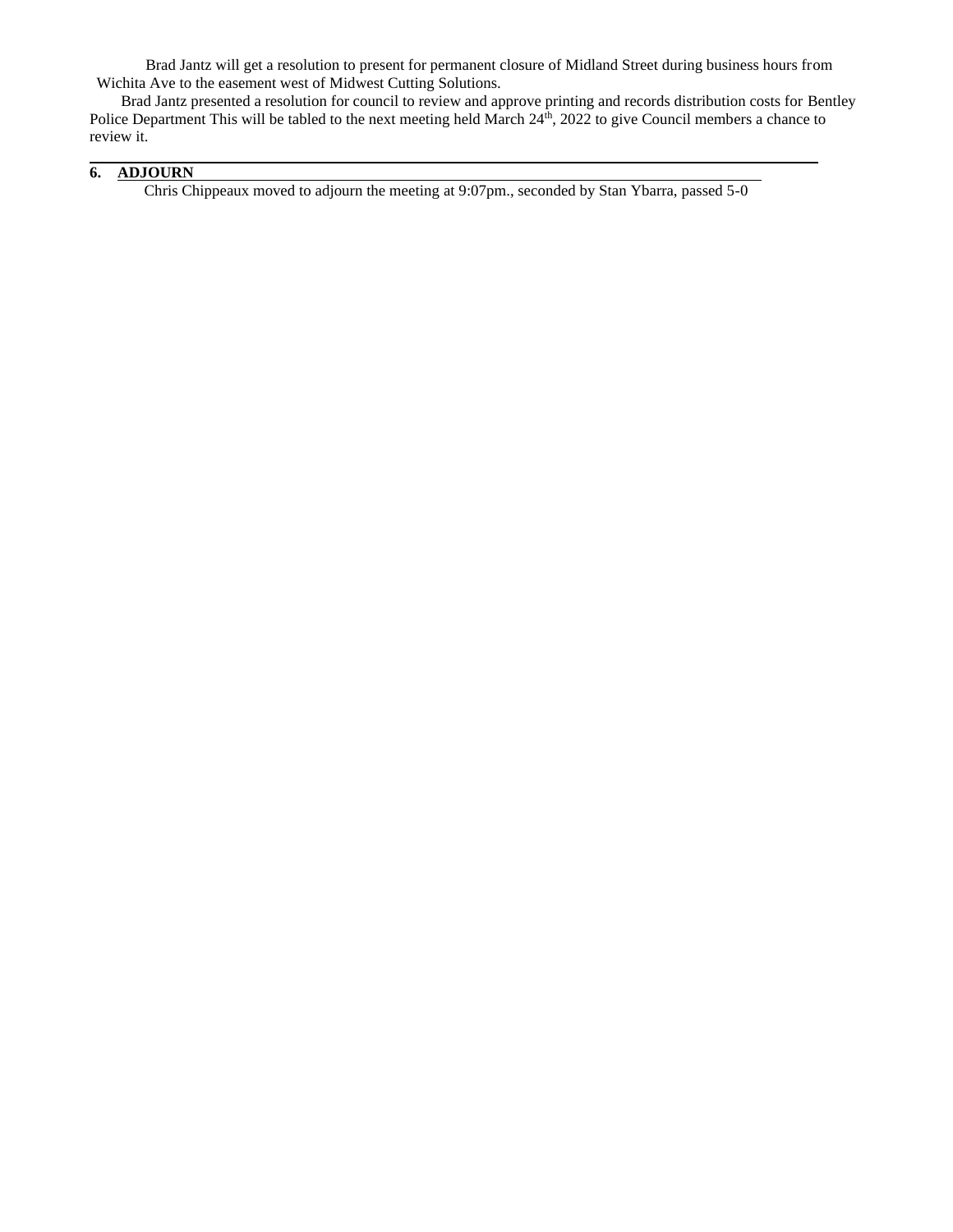Brad Jantz will get a resolution to present for permanent closure of Midland Street during business hours from Wichita Ave to the easement west of Midwest Cutting Solutions.

Brad Jantz presented a resolution for council to review and approve printing and records distribution costs for Bentley Police Department This will be tabled to the next meeting held March 24th, 2022 to give Council members a chance to review it.

---

## 6. ADJOURN

Chris Chippeaux moved to adjourn the meeting at 9:07pm., seconded by Stan Ybarra, passed 5-0